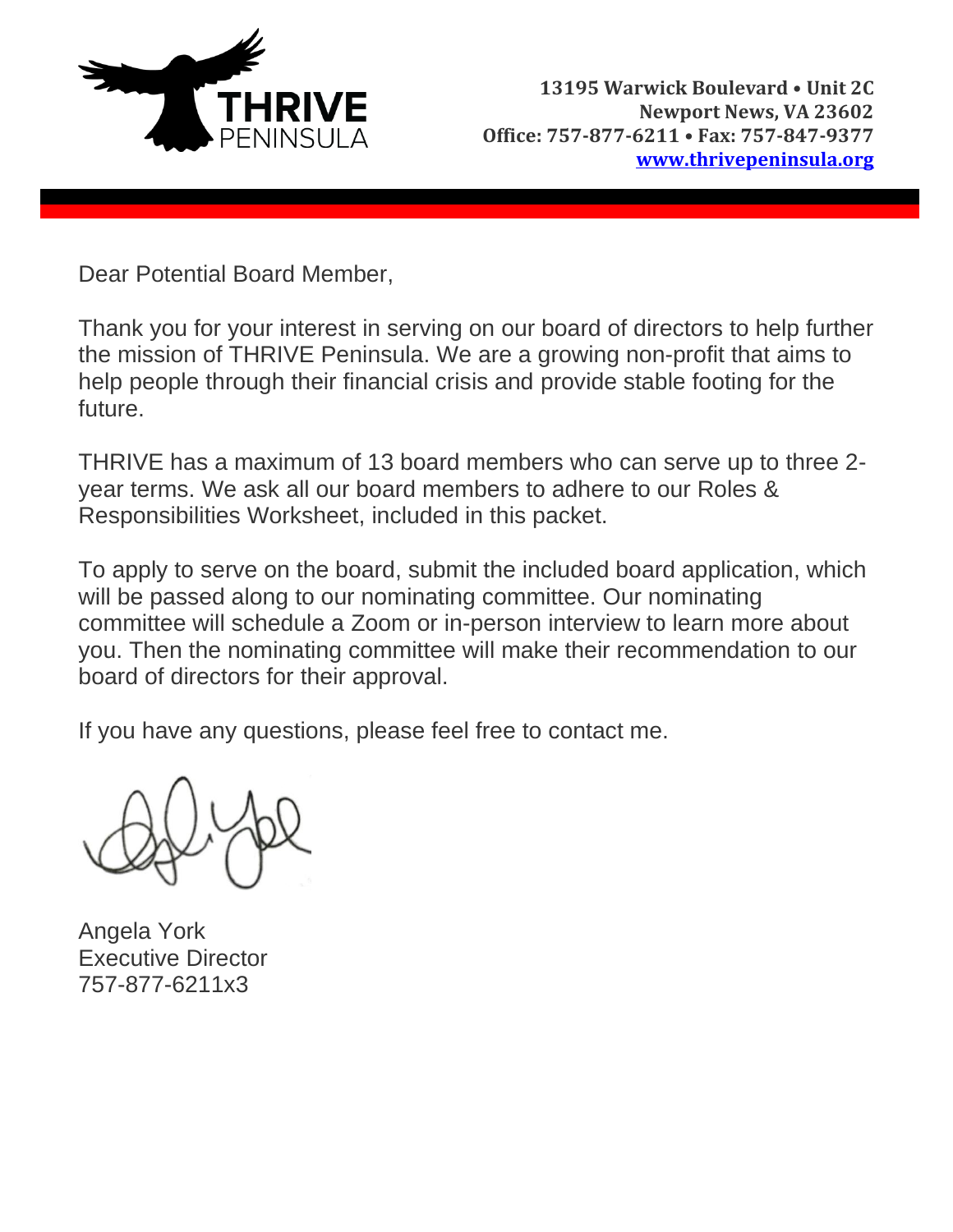THRIVE PENINSULA

13195 Warwick Boulevard • Unit 2C
Newport News, VA 23602
Office: 757-877-6211 • Fax: 757-847-9377
www.thrivepeninsula.org

Dear Potential Board Member,

Thank you for your interest in serving on our board of directors to help further the mission of THRIVE Peninsula. We are a growing non-profit that aims to help people through their financial crisis and provide stable footing for the future.

THRIVE has a maximum of 13 board members who can serve up to three 2-year terms. We ask all our board members to adhere to our Roles & Responsibilities Worksheet, included in this packet.

To apply to serve on the board, submit the included board application, which will be passed along to our nominating committee. Our nominating committee will schedule a Zoom or in-person interview to learn more about you. Then the nominating committee will make their recommendation to our board of directors for their approval.

If you have any questions, please feel free to contact me.

Angela York
Executive Director
757-877-6211x3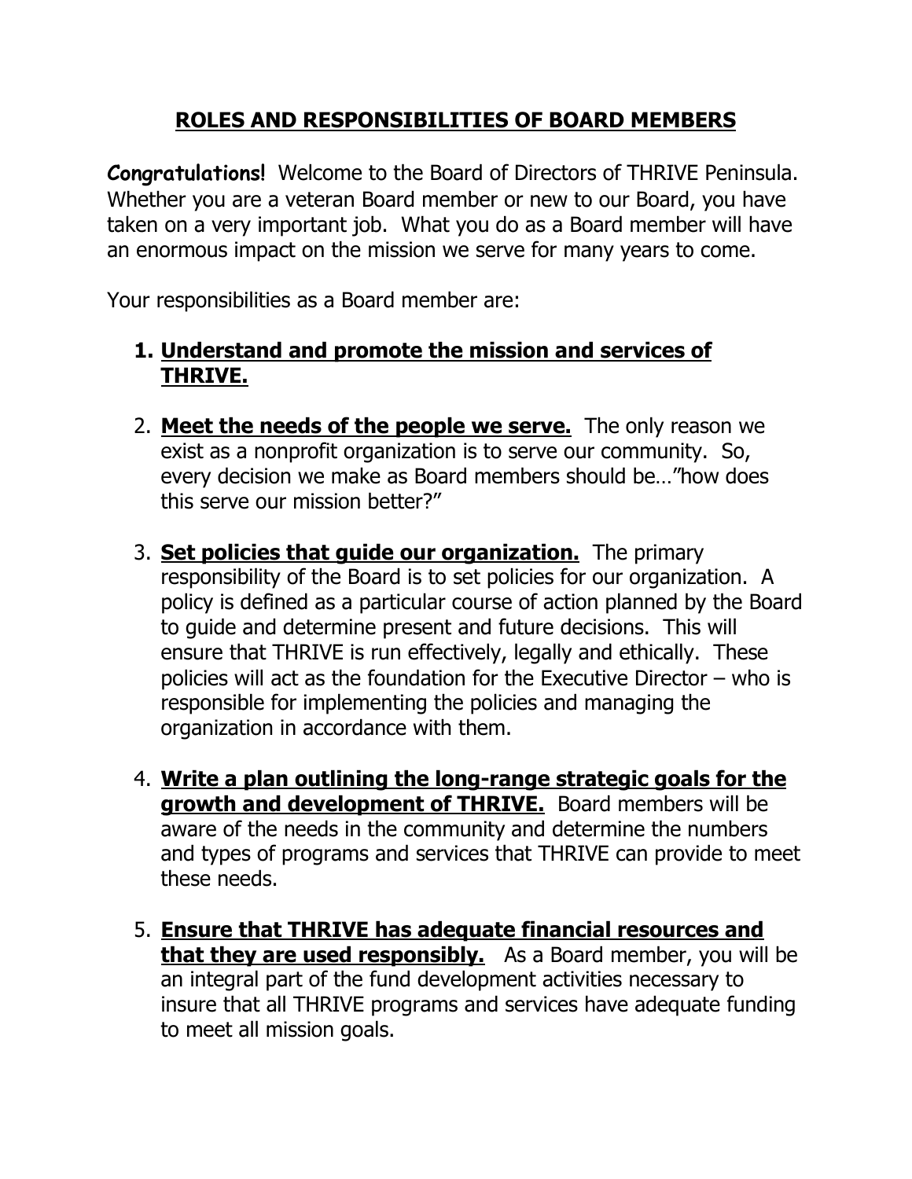## ROLES AND RESPONSIBILITIES OF BOARD MEMBERS

***Congratulations!*** Welcome to the Board of Directors of THRIVE Peninsula. Whether you are a veteran Board member or new to our Board, you have taken on a very important job. What you do as a Board member will have an enormous impact on the mission we serve for many years to come.

Your responsibilities as a Board member are:

1. **Understand and promote the mission and services of THRIVE.**

2. **Meet the needs of the people we serve.** The only reason we exist as a nonprofit organization is to serve our community. So, every decision we make as Board members should be…"how does this serve our mission better?"

3. **Set policies that guide our organization.** The primary responsibility of the Board is to set policies for our organization. A policy is defined as a particular course of action planned by the Board to guide and determine present and future decisions. This will ensure that THRIVE is run effectively, legally and ethically. These policies will act as the foundation for the Executive Director – who is responsible for implementing the policies and managing the organization in accordance with them.

4. **Write a plan outlining the long-range strategic goals for the growth and development of THRIVE.** Board members will be aware of the needs in the community and determine the numbers and types of programs and services that THRIVE can provide to meet these needs.

5. **Ensure that THRIVE has adequate financial resources and that they are used responsibly.** As a Board member, you will be an integral part of the fund development activities necessary to insure that all THRIVE programs and services have adequate funding to meet all mission goals.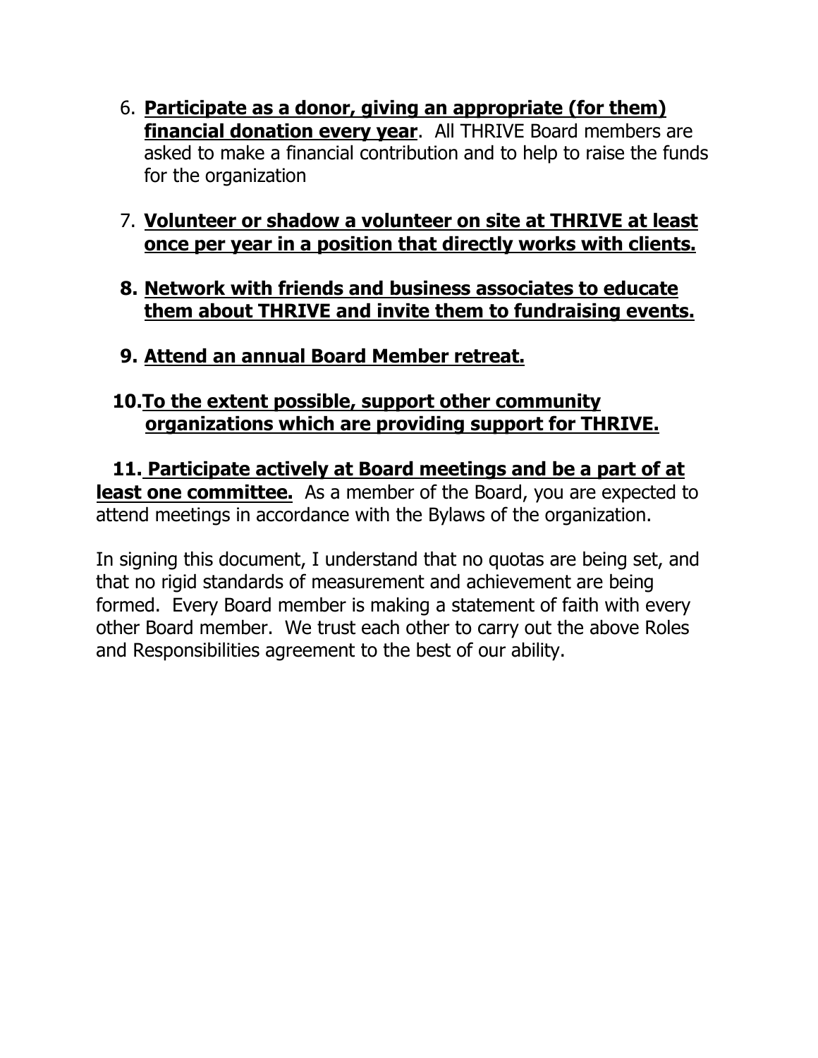6. **Participate as a donor, giving an appropriate (for them) financial donation every year**. All THRIVE Board members are asked to make a financial contribution and to help to raise the funds for the organization

7. **Volunteer or shadow a volunteer on site at THRIVE at least once per year in a position that directly works with clients.**

8. **Network with friends and business associates to educate them about THRIVE and invite them to fundraising events.**

9. **Attend an annual Board Member retreat.**

10. **To the extent possible, support other community organizations which are providing support for THRIVE.**

11. **Participate actively at Board meetings and be a part of at least one committee.** As a member of the Board, you are expected to attend meetings in accordance with the Bylaws of the organization.

In signing this document, I understand that no quotas are being set, and that no rigid standards of measurement and achievement are being formed. Every Board member is making a statement of faith with every other Board member. We trust each other to carry out the above Roles and Responsibilities agreement to the best of our ability.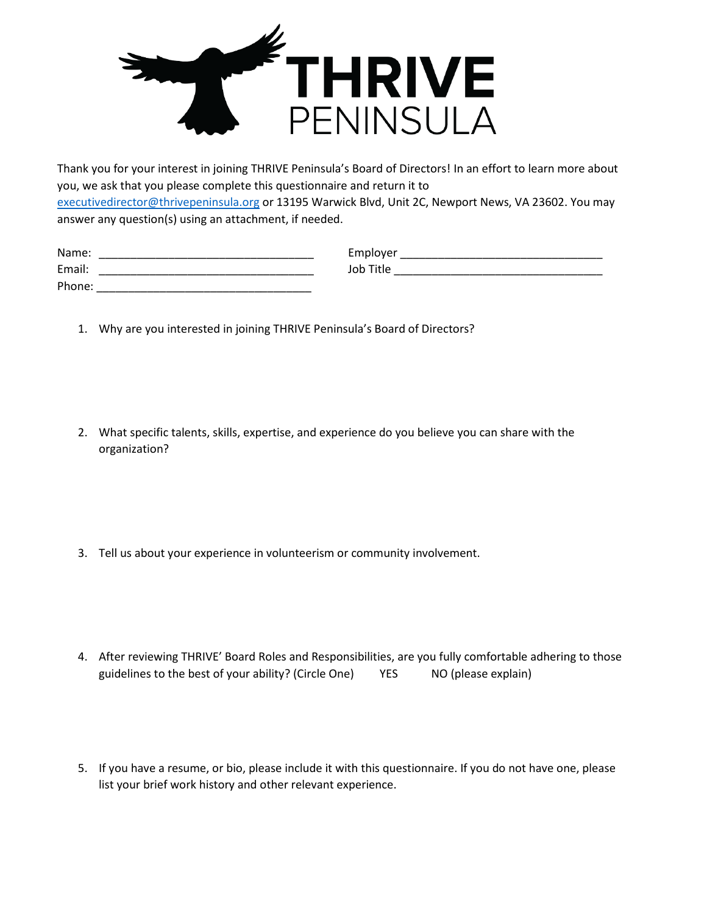THRIVE PENINSULA

Thank you for your interest in joining THRIVE Peninsula's Board of Directors! In an effort to learn more about you, we ask that you please complete this questionnaire and return it to executivedirector@thrivepeninsula.org or 13195 Warwick Blvd, Unit 2C, Newport News, VA 23602. You may answer any question(s) using an attachment, if needed.

Name: ________________________________ Employer ________________________________
Email: ________________________________ Job Title ________________________________
Phone: ________________________________

1. Why are you interested in joining THRIVE Peninsula's Board of Directors?

2. What specific talents, skills, expertise, and experience do you believe you can share with the organization?

3. Tell us about your experience in volunteerism or community involvement.

4. After reviewing THRIVE' Board Roles and Responsibilities, are you fully comfortable adhering to those guidelines to the best of your ability? (Circle One) YES NO (please explain)

5. If you have a resume, or bio, please include it with this questionnaire. If you do not have one, please list your brief work history and other relevant experience.